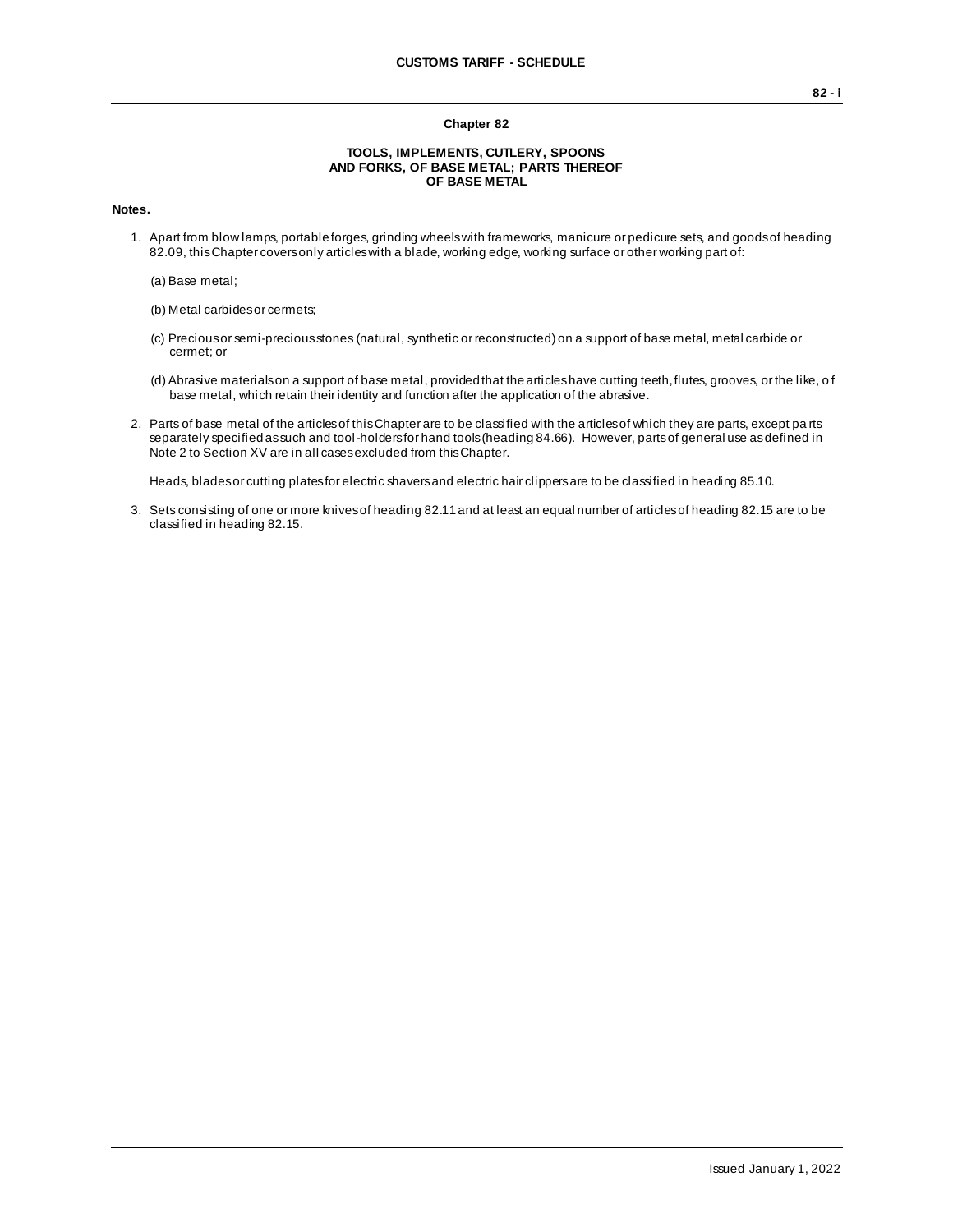# Chapter 82

## TOOLS, IMPLEMENTS, CUTLERY, SPOONS AND FORKS, OF BASE METAL; PARTS THEREOF OF BASE METAL

**Notes.**

1. Apart from blow lamps, portable forges, grinding wheels with frameworks, manicure or pedicure sets, and goods of heading 82.09, this Chapter covers only articles with a blade, working edge, working surface or other working part of:

   (a) Base metal;

   (b) Metal carbides or cermets;

   (c) Precious or semi-precious stones (natural, synthetic or reconstructed) on a support of base metal, metal carbide or cermet; or

   (d) Abrasive materials on a support of base metal, provided that the articles have cutting teeth, flutes, grooves, or the like, of base metal, which retain their identity and function after the application of the abrasive.

2. Parts of base metal of the articles of this Chapter are to be classified with the articles of which they are parts, except parts separately specified as such and tool-holders for hand tools (heading 84.66). However, parts of general use as defined in Note 2 to Section XV are in all cases excluded from this Chapter.

   Heads, blades or cutting plates for electric shavers and electric hair clippers are to be classified in heading 85.10.

3. Sets consisting of one or more knives of heading 82.11 and at least an equal number of articles of heading 82.15 are to be classified in heading 82.15.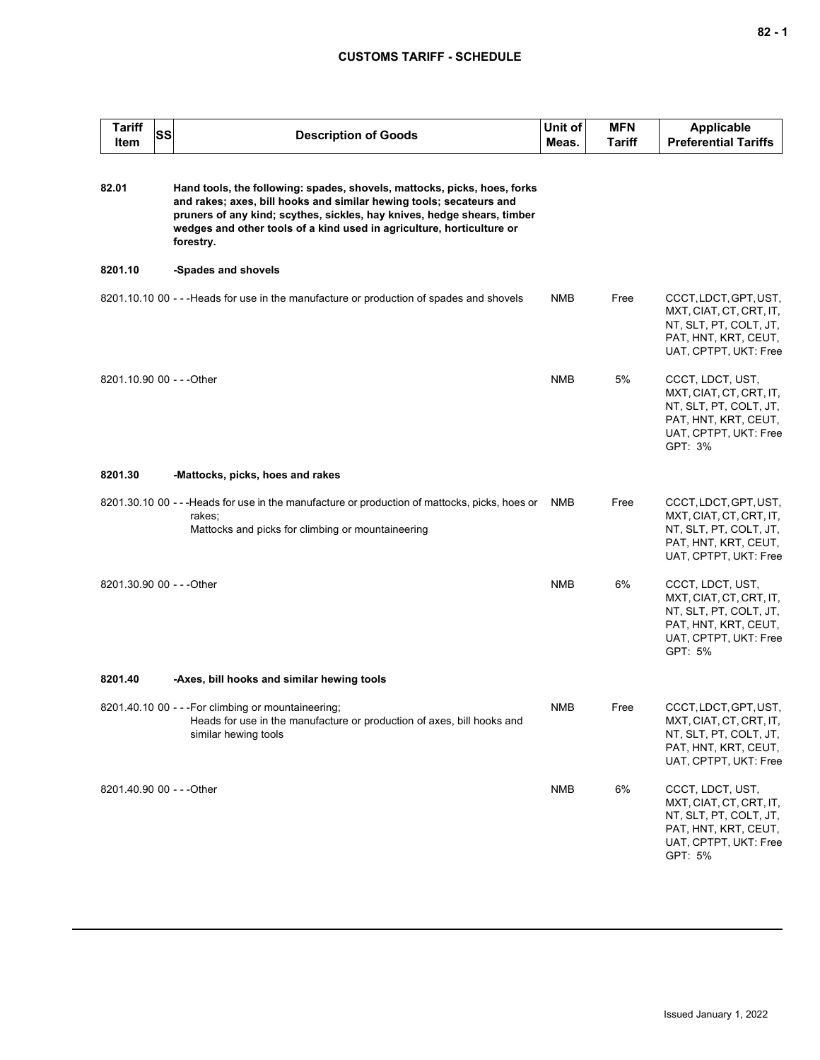## CUSTOMS TARIFF - SCHEDULE

| Tariff Item | SS | Description of Goods | Unit of Meas. | MFN Tariff | Applicable Preferential Tariffs |
|---|---|---|---|---|---|
| **82.01** | | **Hand tools, the following: spades, shovels, mattocks, picks, hoes, forks and rakes; axes, bill hooks and similar hewing tools; secateurs and pruners of any kind; scythes, sickles, hay knives, hedge shears, timber wedges and other tools of a kind used in agriculture, horticulture or forestry.** | | | |
| **8201.10** | | **-Spades and shovels** | | | |
| 8201.10.10 | 00 | - - -Heads for use in the manufacture or production of spades and shovels | NMB | Free | CCCT, LDCT, GPT, UST, MXT, CIAT, CT, CRT, IT, NT, SLT, PT, COLT, JT, PAT, HNT, KRT, CEUT, UAT, CPTPT, UKT: Free |
| 8201.10.90 | 00 | - - -Other | NMB | 5% | CCCT, LDCT, UST, MXT, CIAT, CT, CRT, IT, NT, SLT, PT, COLT, JT, PAT, HNT, KRT, CEUT, UAT, CPTPT, UKT: Free<br>GPT: 3% |
| **8201.30** | | **-Mattocks, picks, hoes and rakes** | | | |
| 8201.30.10 | 00 | - - -Heads for use in the manufacture or production of mattocks, picks, hoes or rakes;<br>Mattocks and picks for climbing or mountaineering | NMB | Free | CCCT, LDCT, GPT, UST, MXT, CIAT, CT, CRT, IT, NT, SLT, PT, COLT, JT, PAT, HNT, KRT, CEUT, UAT, CPTPT, UKT: Free |
| 8201.30.90 | 00 | - - -Other | NMB | 6% | CCCT, LDCT, UST, MXT, CIAT, CT, CRT, IT, NT, SLT, PT, COLT, JT, PAT, HNT, KRT, CEUT, UAT, CPTPT, UKT: Free<br>GPT: 5% |
| **8201.40** | | **-Axes, bill hooks and similar hewing tools** | | | |
| 8201.40.10 | 00 | - - -For climbing or mountaineering;<br>Heads for use in the manufacture or production of axes, bill hooks and similar hewing tools | NMB | Free | CCCT, LDCT, GPT, UST, MXT, CIAT, CT, CRT, IT, NT, SLT, PT, COLT, JT, PAT, HNT, KRT, CEUT, UAT, CPTPT, UKT: Free |
| 8201.40.90 | 00 | - - -Other | NMB | 6% | CCCT, LDCT, UST, MXT, CIAT, CT, CRT, IT, NT, SLT, PT, COLT, JT, PAT, HNT, KRT, CEUT, UAT, CPTPT, UKT: Free<br>GPT: 5% |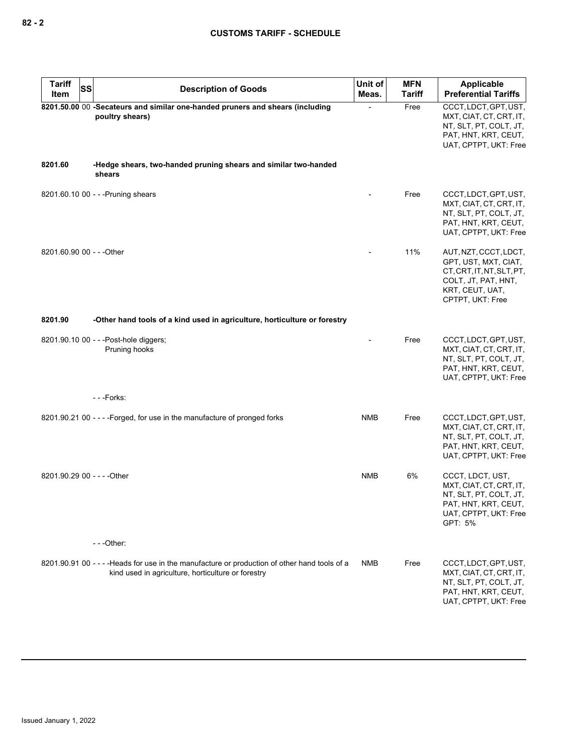| Tariff Item | SS | Description of Goods | Unit of Meas. | MFN Tariff | Applicable Preferential Tariffs |
|---|---|---|---|---|---|
| **8201.50.00** | 00 | **-Secateurs and similar one-handed pruners and shears (including poultry shears)** | - | Free | CCCT, LDCT, GPT, UST, MXT, CIAT, CT, CRT, IT, NT, SLT, PT, COLT, JT, PAT, HNT, KRT, CEUT, UAT, CPTPT, UKT: Free |
| **8201.60** | | **-Hedge shears, two-handed pruning shears and similar two-handed shears** | | | |
| 8201.60.10 | 00 | - - -Pruning shears | - | Free | CCCT, LDCT, GPT, UST, MXT, CIAT, CT, CRT, IT, NT, SLT, PT, COLT, JT, PAT, HNT, KRT, CEUT, UAT, CPTPT, UKT: Free |
| 8201.60.90 | 00 | - - -Other | - | 11% | AUT, NZT, CCCT, LDCT, GPT, UST, MXT, CIAT, CT, CRT, IT, NT, SLT, PT, COLT, JT, PAT, HNT, KRT, CEUT, UAT, CPTPT, UKT: Free |
| **8201.90** | | **-Other hand tools of a kind used in agriculture, horticulture or forestry** | | | |
| 8201.90.10 | 00 | - - -Post-hole diggers;<br>Pruning hooks | - | Free | CCCT, LDCT, GPT, UST, MXT, CIAT, CT, CRT, IT, NT, SLT, PT, COLT, JT, PAT, HNT, KRT, CEUT, UAT, CPTPT, UKT: Free |
| | | - - -Forks: | | | |
| 8201.90.21 | 00 | - - - -Forged, for use in the manufacture of pronged forks | NMB | Free | CCCT, LDCT, GPT, UST, MXT, CIAT, CT, CRT, IT, NT, SLT, PT, COLT, JT, PAT, HNT, KRT, CEUT, UAT, CPTPT, UKT: Free |
| 8201.90.29 | 00 | - - - -Other | NMB | 6% | CCCT, LDCT, UST, MXT, CIAT, CT, CRT, IT, NT, SLT, PT, COLT, JT, PAT, HNT, KRT, CEUT, UAT, CPTPT, UKT: Free<br>GPT: 5% |
| | | - - -Other: | | | |
| 8201.90.91 | 00 | - - - -Heads for use in the manufacture or production of other hand tools of a kind used in agriculture, horticulture or forestry | NMB | Free | CCCT, LDCT, GPT, UST, MXT, CIAT, CT, CRT, IT, NT, SLT, PT, COLT, JT, PAT, HNT, KRT, CEUT, UAT, CPTPT, UKT: Free |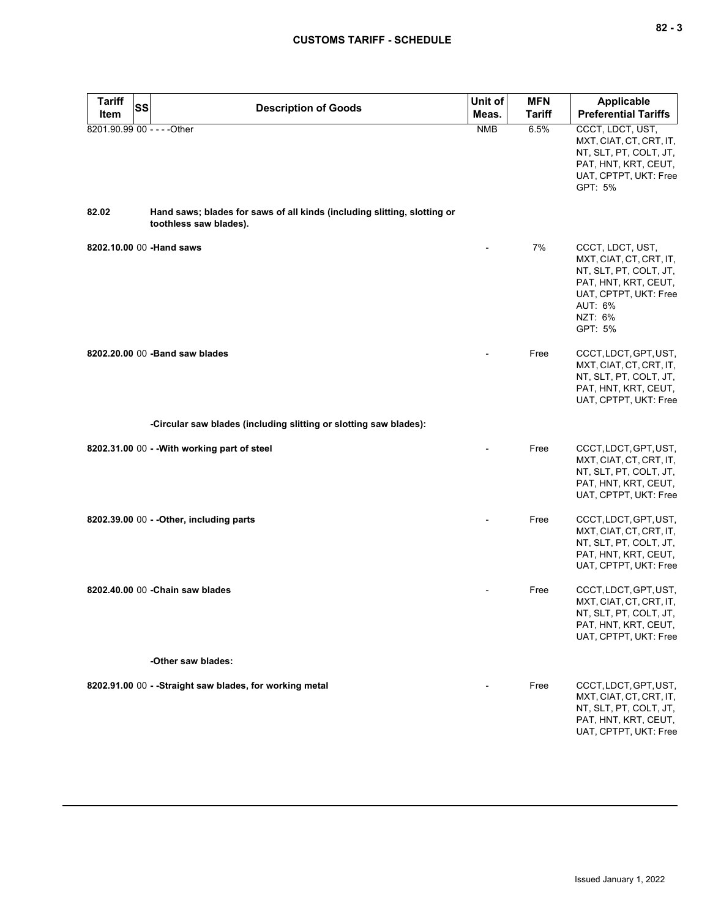| Tariff Item | SS | Description of Goods | Unit of Meas. | MFN Tariff | Applicable Preferential Tariffs |
|---|---|---|---|---|---|
| 8201.90.99 | 00 | - - - -Other | NMB | 6.5% | CCCT, LDCT, UST, MXT, CIAT, CT, CRT, IT, NT, SLT, PT, COLT, JT, PAT, HNT, KRT, CEUT, UAT, CPTPT, UKT: Free<br>GPT: 5% |
| **82.02** | | **Hand saws; blades for saws of all kinds (including slitting, slotting or toothless saw blades).** | | | |
| **8202.10.00** | 00 | **-Hand saws** | - | 7% | CCCT, LDCT, UST, MXT, CIAT, CT, CRT, IT, NT, SLT, PT, COLT, JT, PAT, HNT, KRT, CEUT, UAT, CPTPT, UKT: Free<br>AUT: 6%<br>NZT: 6%<br>GPT: 5% |
| **8202.20.00** | 00 | **-Band saw blades** | - | Free | CCCT, LDCT, GPT, UST, MXT, CIAT, CT, CRT, IT, NT, SLT, PT, COLT, JT, PAT, HNT, KRT, CEUT, UAT, CPTPT, UKT: Free |
| | | **-Circular saw blades (including slitting or slotting saw blades):** | | | |
| **8202.31.00** | 00 | **- -With working part of steel** | - | Free | CCCT, LDCT, GPT, UST, MXT, CIAT, CT, CRT, IT, NT, SLT, PT, COLT, JT, PAT, HNT, KRT, CEUT, UAT, CPTPT, UKT: Free |
| **8202.39.00** | 00 | **- -Other, including parts** | - | Free | CCCT, LDCT, GPT, UST, MXT, CIAT, CT, CRT, IT, NT, SLT, PT, COLT, JT, PAT, HNT, KRT, CEUT, UAT, CPTPT, UKT: Free |
| **8202.40.00** | 00 | **-Chain saw blades** | - | Free | CCCT, LDCT, GPT, UST, MXT, CIAT, CT, CRT, IT, NT, SLT, PT, COLT, JT, PAT, HNT, KRT, CEUT, UAT, CPTPT, UKT: Free |
| | | **-Other saw blades:** | | | |
| **8202.91.00** | 00 | **- -Straight saw blades, for working metal** | - | Free | CCCT, LDCT, GPT, UST, MXT, CIAT, CT, CRT, IT, NT, SLT, PT, COLT, JT, PAT, HNT, KRT, CEUT, UAT, CPTPT, UKT: Free |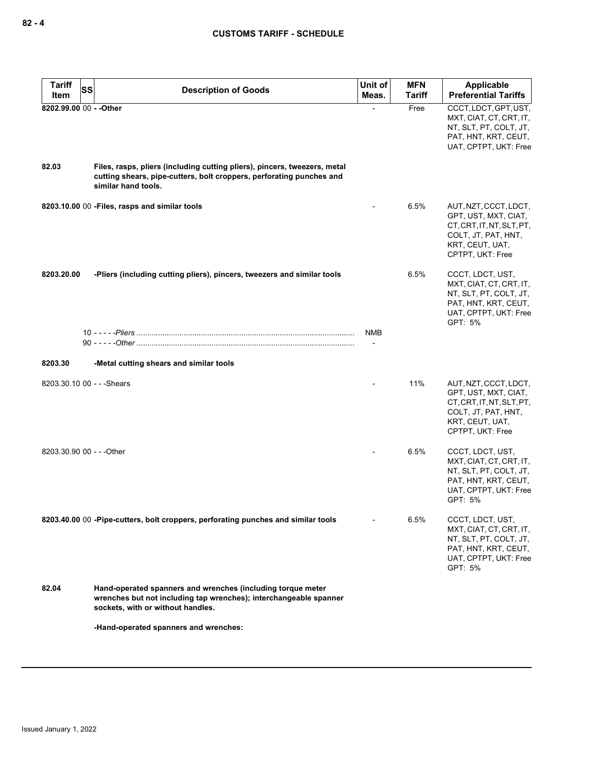| Tariff Item | SS | Description of Goods | Unit of Meas. | MFN Tariff | Applicable Preferential Tariffs |
|---|---|---|---|---|---|
| **8202.99.00** | 00 | **- -Other** | - | Free | CCCT, LDCT, GPT, UST, MXT, CIAT, CT, CRT, IT, NT, SLT, PT, COLT, JT, PAT, HNT, KRT, CEUT, UAT, CPTPT, UKT: Free |
| **82.03** | | **Files, rasps, pliers (including cutting pliers), pincers, tweezers, metal cutting shears, pipe-cutters, bolt croppers, perforating punches and similar hand tools.** | | | |
| **8203.10.00** | 00 | **-Files, rasps and similar tools** | - | 6.5% | AUT, NZT, CCCT, LDCT, GPT, UST, MXT, CIAT, CT, CRT, IT, NT, SLT, PT, COLT, JT, PAT, HNT, KRT, CEUT, UAT, CPTPT, UKT: Free |
| **8203.20.00** | | **-Pliers (including cutting pliers), pincers, tweezers and similar tools** | | 6.5% | CCCT, LDCT, UST, MXT, CIAT, CT, CRT, IT, NT, SLT, PT, COLT, JT, PAT, HNT, KRT, CEUT, UAT, CPTPT, UKT: Free<br>GPT: 5% |
| | 10 | - - - - -*Pliers* | NMB | | |
| | 90 | - - - - -*Other* | - | | |
| **8203.30** | | **-Metal cutting shears and similar tools** | | | |
| 8203.30.10 | 00 | - - -Shears | - | 11% | AUT, NZT, CCCT, LDCT, GPT, UST, MXT, CIAT, CT, CRT, IT, NT, SLT, PT, COLT, JT, PAT, HNT, KRT, CEUT, UAT, CPTPT, UKT: Free |
| 8203.30.90 | 00 | - - -Other | - | 6.5% | CCCT, LDCT, UST, MXT, CIAT, CT, CRT, IT, NT, SLT, PT, COLT, JT, PAT, HNT, KRT, CEUT, UAT, CPTPT, UKT: Free<br>GPT: 5% |
| **8203.40.00** | 00 | **-Pipe-cutters, bolt croppers, perforating punches and similar tools** | - | 6.5% | CCCT, LDCT, UST, MXT, CIAT, CT, CRT, IT, NT, SLT, PT, COLT, JT, PAT, HNT, KRT, CEUT, UAT, CPTPT, UKT: Free<br>GPT: 5% |
| **82.04** | | **Hand-operated spanners and wrenches (including torque meter wrenches but not including tap wrenches); interchangeable spanner sockets, with or without handles.** | | | |
| | | **-Hand-operated spanners and wrenches:** | | | |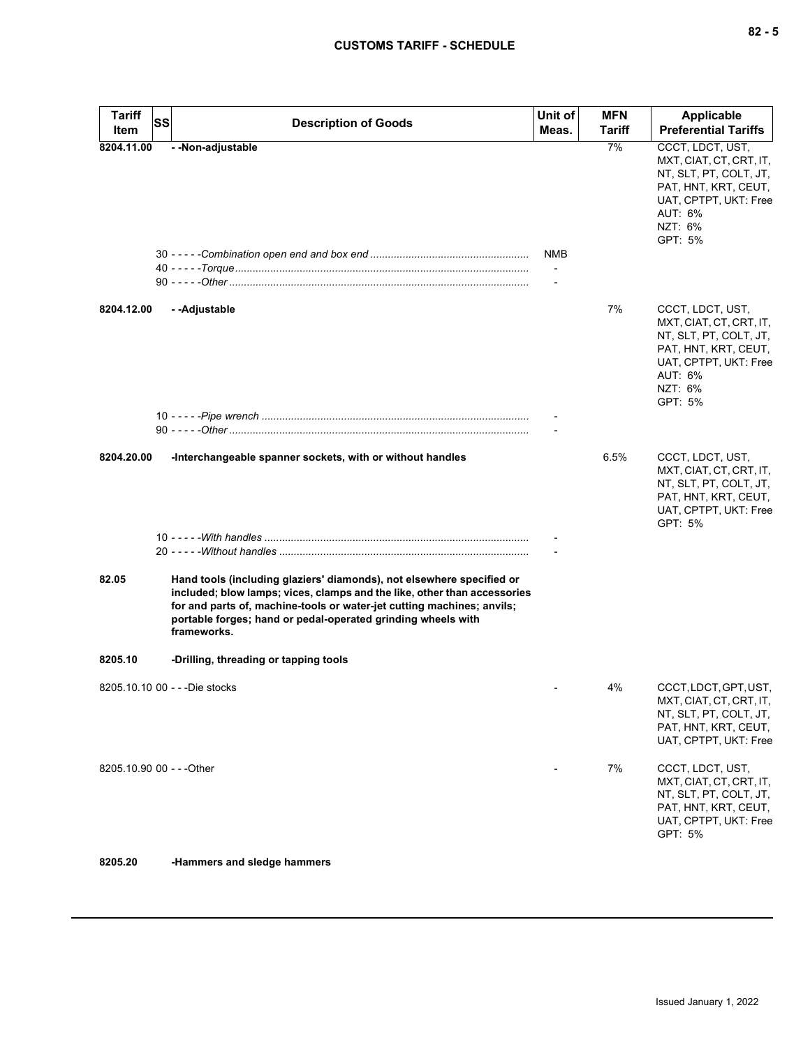| Tariff Item | SS | Description of Goods | Unit of Meas. | MFN Tariff | Applicable Preferential Tariffs |
|---|---|---|---|---|---|
| 8204.11.00 | | - -Non-adjustable | | 7% | CCCT, LDCT, UST, MXT, CIAT, CT, CRT, IT, NT, SLT, PT, COLT, JT, PAT, HNT, KRT, CEUT, UAT, CPTPT, UKT: Free<br>AUT: 6%<br>NZT: 6%<br>GPT: 5% |
| | | 30 - - - - -*Combination open end and box end* | NMB | | |
| | | 40 - - - - -*Torque* | - | | |
| | | 90 - - - - -*Other* | - | | |
| 8204.12.00 | | - -Adjustable | | 7% | CCCT, LDCT, UST, MXT, CIAT, CT, CRT, IT, NT, SLT, PT, COLT, JT, PAT, HNT, KRT, CEUT, UAT, CPTPT, UKT: Free<br>AUT: 6%<br>NZT: 6%<br>GPT: 5% |
| | | 10 - - - - -*Pipe wrench* | - | | |
| | | 90 - - - - -*Other* | - | | |
| 8204.20.00 | | -Interchangeable spanner sockets, with or without handles | | 6.5% | CCCT, LDCT, UST, MXT, CIAT, CT, CRT, IT, NT, SLT, PT, COLT, JT, PAT, HNT, KRT, CEUT, UAT, CPTPT, UKT: Free<br>GPT: 5% |
| | | 10 - - - - -*With handles* | - | | |
| | | 20 - - - - -*Without handles* | - | | |
| 82.05 | | **Hand tools (including glaziers' diamonds), not elsewhere specified or included; blow lamps; vices, clamps and the like, other than accessories for and parts of, machine-tools or water-jet cutting machines; anvils; portable forges; hand or pedal-operated grinding wheels with frameworks.** | | | |
| 8205.10 | | **-Drilling, threading or tapping tools** | | | |
| 8205.10.10 | 00 | - - -Die stocks | - | 4% | CCCT, LDCT, GPT, UST, MXT, CIAT, CT, CRT, IT, NT, SLT, PT, COLT, JT, PAT, HNT, KRT, CEUT, UAT, CPTPT, UKT: Free |
| 8205.10.90 | 00 | - - -Other | - | 7% | CCCT, LDCT, UST, MXT, CIAT, CT, CRT, IT, NT, SLT, PT, COLT, JT, PAT, HNT, KRT, CEUT, UAT, CPTPT, UKT: Free<br>GPT: 5% |
| 8205.20 | | **-Hammers and sledge hammers** | | | |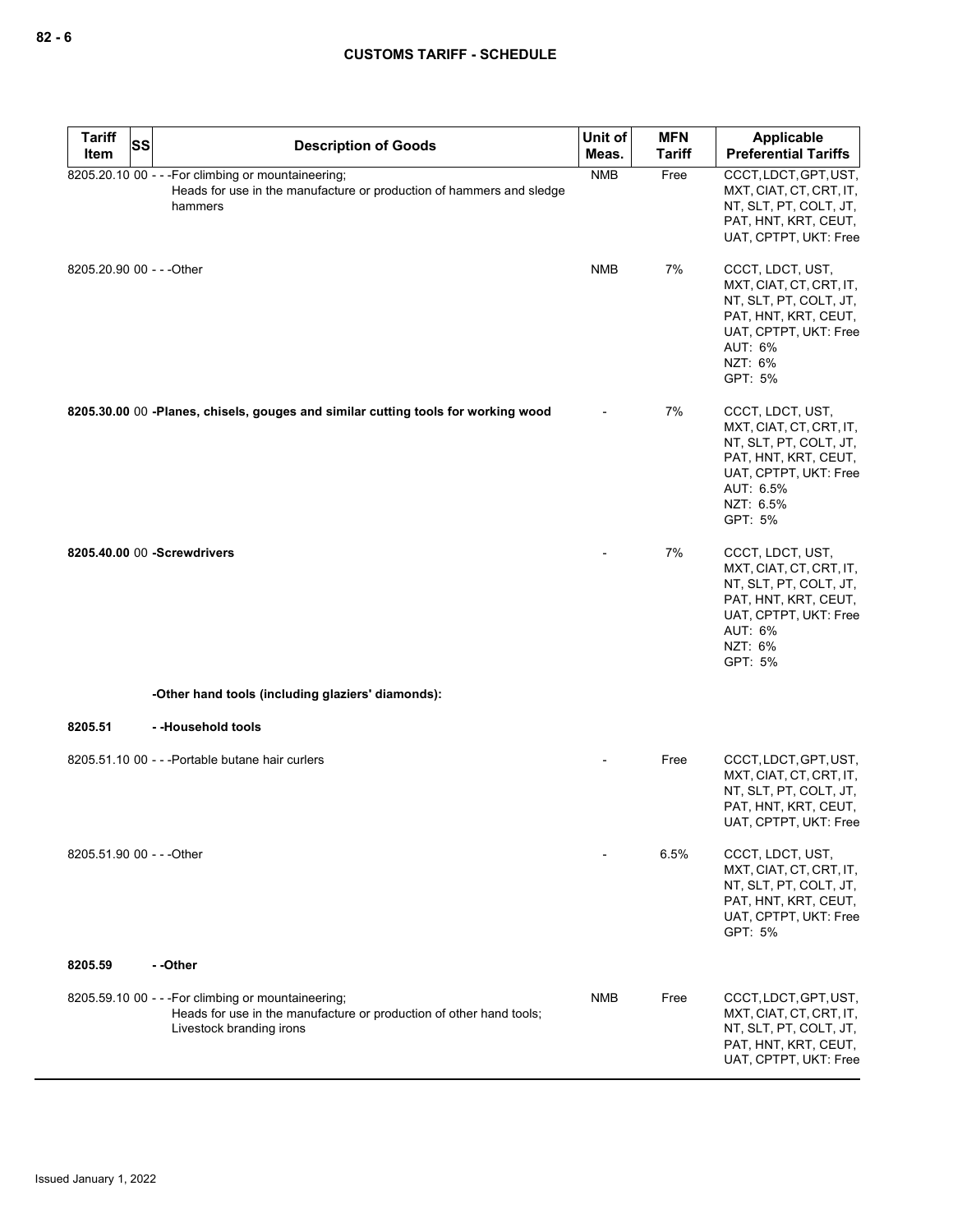| Tariff Item | SS | Description of Goods | Unit of Meas. | MFN Tariff | Applicable Preferential Tariffs |
|---|---|---|---|---|---|
| 8205.20.10 | 00 | - - -For climbing or mountaineering;<br>Heads for use in the manufacture or production of hammers and sledge hammers | NMB | Free | CCCT, LDCT, GPT, UST, MXT, CIAT, CT, CRT, IT, NT, SLT, PT, COLT, JT, PAT, HNT, KRT, CEUT, UAT, CPTPT, UKT: Free |
| 8205.20.90 | 00 | - - -Other | NMB | 7% | CCCT, LDCT, UST, MXT, CIAT, CT, CRT, IT, NT, SLT, PT, COLT, JT, PAT, HNT, KRT, CEUT, UAT, CPTPT, UKT: Free<br>AUT: 6%<br>NZT: 6%<br>GPT: 5% |
| **8205.30.00** | 00 | **-Planes, chisels, gouges and similar cutting tools for working wood** | - | 7% | CCCT, LDCT, UST, MXT, CIAT, CT, CRT, IT, NT, SLT, PT, COLT, JT, PAT, HNT, KRT, CEUT, UAT, CPTPT, UKT: Free<br>AUT: 6.5%<br>NZT: 6.5%<br>GPT: 5% |
| **8205.40.00** | 00 | **-Screwdrivers** | - | 7% | CCCT, LDCT, UST, MXT, CIAT, CT, CRT, IT, NT, SLT, PT, COLT, JT, PAT, HNT, KRT, CEUT, UAT, CPTPT, UKT: Free<br>AUT: 6%<br>NZT: 6%<br>GPT: 5% |
| | | **-Other hand tools (including glaziers' diamonds):** | | | |
| **8205.51** | | **- -Household tools** | | | |
| 8205.51.10 | 00 | - - -Portable butane hair curlers | - | Free | CCCT, LDCT, GPT, UST, MXT, CIAT, CT, CRT, IT, NT, SLT, PT, COLT, JT, PAT, HNT, KRT, CEUT, UAT, CPTPT, UKT: Free |
| 8205.51.90 | 00 | - - -Other | - | 6.5% | CCCT, LDCT, UST, MXT, CIAT, CT, CRT, IT, NT, SLT, PT, COLT, JT, PAT, HNT, KRT, CEUT, UAT, CPTPT, UKT: Free<br>GPT: 5% |
| **8205.59** | | **- -Other** | | | |
| 8205.59.10 | 00 | - - -For climbing or mountaineering;<br>Heads for use in the manufacture or production of other hand tools;<br>Livestock branding irons | NMB | Free | CCCT, LDCT, GPT, UST, MXT, CIAT, CT, CRT, IT, NT, SLT, PT, COLT, JT, PAT, HNT, KRT, CEUT, UAT, CPTPT, UKT: Free |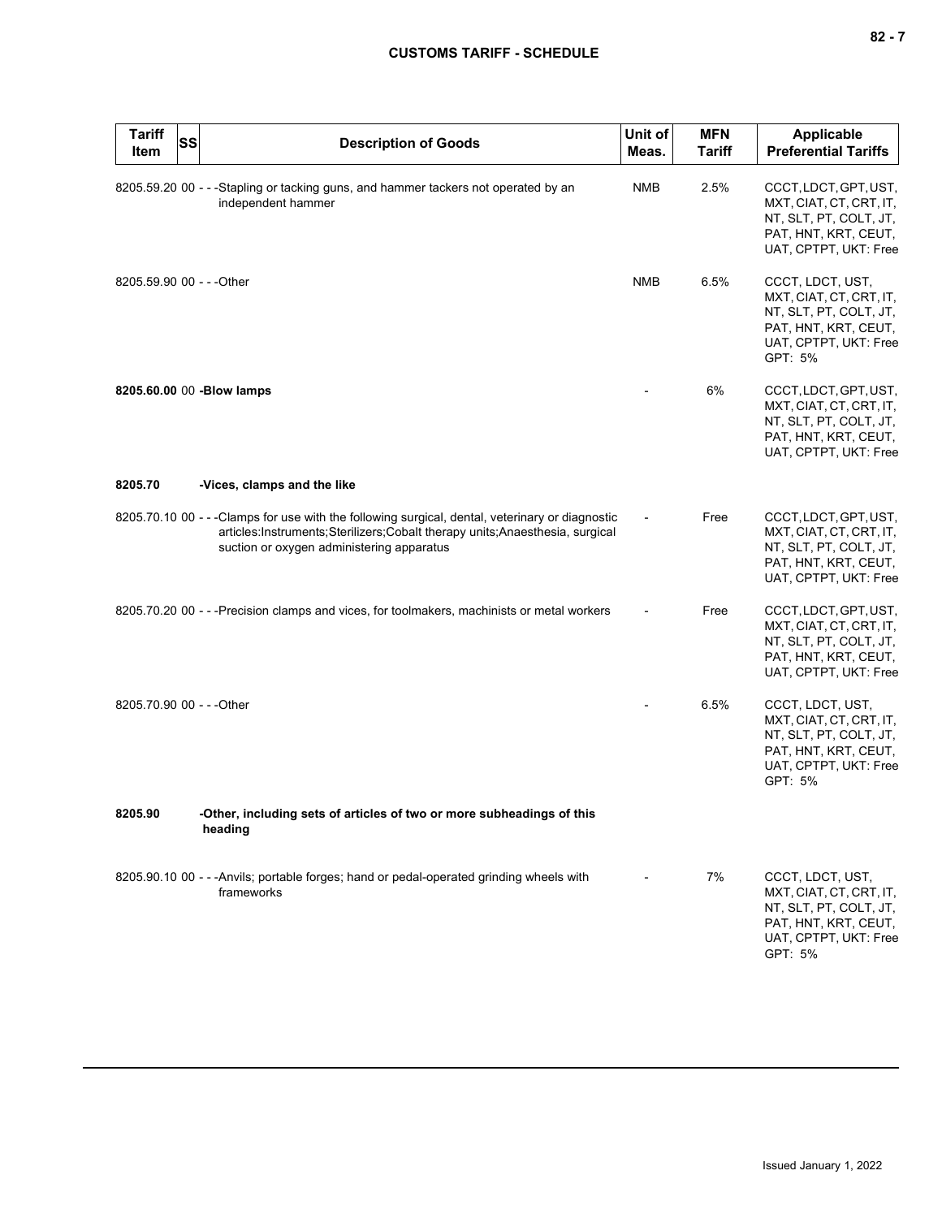| Tariff Item | SS | Description of Goods | Unit of Meas. | MFN Tariff | Applicable Preferential Tariffs |
|---|---|---|---|---|---|
| 8205.59.20 | 00 | - - -Stapling or tacking guns, and hammer tackers not operated by an independent hammer | NMB | 2.5% | CCCT, LDCT, GPT, UST, MXT, CIAT, CT, CRT, IT, NT, SLT, PT, COLT, JT, PAT, HNT, KRT, CEUT, UAT, CPTPT, UKT: Free |
| 8205.59.90 | 00 | - - -Other | NMB | 6.5% | CCCT, LDCT, UST, MXT, CIAT, CT, CRT, IT, NT, SLT, PT, COLT, JT, PAT, HNT, KRT, CEUT, UAT, CPTPT, UKT: Free<br>GPT: 5% |
| **8205.60.00** | 00 | **-Blow lamps** | - | 6% | CCCT, LDCT, GPT, UST, MXT, CIAT, CT, CRT, IT, NT, SLT, PT, COLT, JT, PAT, HNT, KRT, CEUT, UAT, CPTPT, UKT: Free |
| **8205.70** | | **-Vices, clamps and the like** | | | |
| 8205.70.10 | 00 | - - -Clamps for use with the following surgical, dental, veterinary or diagnostic articles:Instruments;Sterilizers;Cobalt therapy units;Anaesthesia, surgical suction or oxygen administering apparatus | - | Free | CCCT, LDCT, GPT, UST, MXT, CIAT, CT, CRT, IT, NT, SLT, PT, COLT, JT, PAT, HNT, KRT, CEUT, UAT, CPTPT, UKT: Free |
| 8205.70.20 | 00 | - - -Precision clamps and vices, for toolmakers, machinists or metal workers | - | Free | CCCT, LDCT, GPT, UST, MXT, CIAT, CT, CRT, IT, NT, SLT, PT, COLT, JT, PAT, HNT, KRT, CEUT, UAT, CPTPT, UKT: Free |
| 8205.70.90 | 00 | - - -Other | - | 6.5% | CCCT, LDCT, UST, MXT, CIAT, CT, CRT, IT, NT, SLT, PT, COLT, JT, PAT, HNT, KRT, CEUT, UAT, CPTPT, UKT: Free<br>GPT: 5% |
| **8205.90** | | **-Other, including sets of articles of two or more subheadings of this heading** | | | |
| 8205.90.10 | 00 | - - -Anvils; portable forges; hand or pedal-operated grinding wheels with frameworks | - | 7% | CCCT, LDCT, UST, MXT, CIAT, CT, CRT, IT, NT, SLT, PT, COLT, JT, PAT, HNT, KRT, CEUT, UAT, CPTPT, UKT: Free<br>GPT: 5% |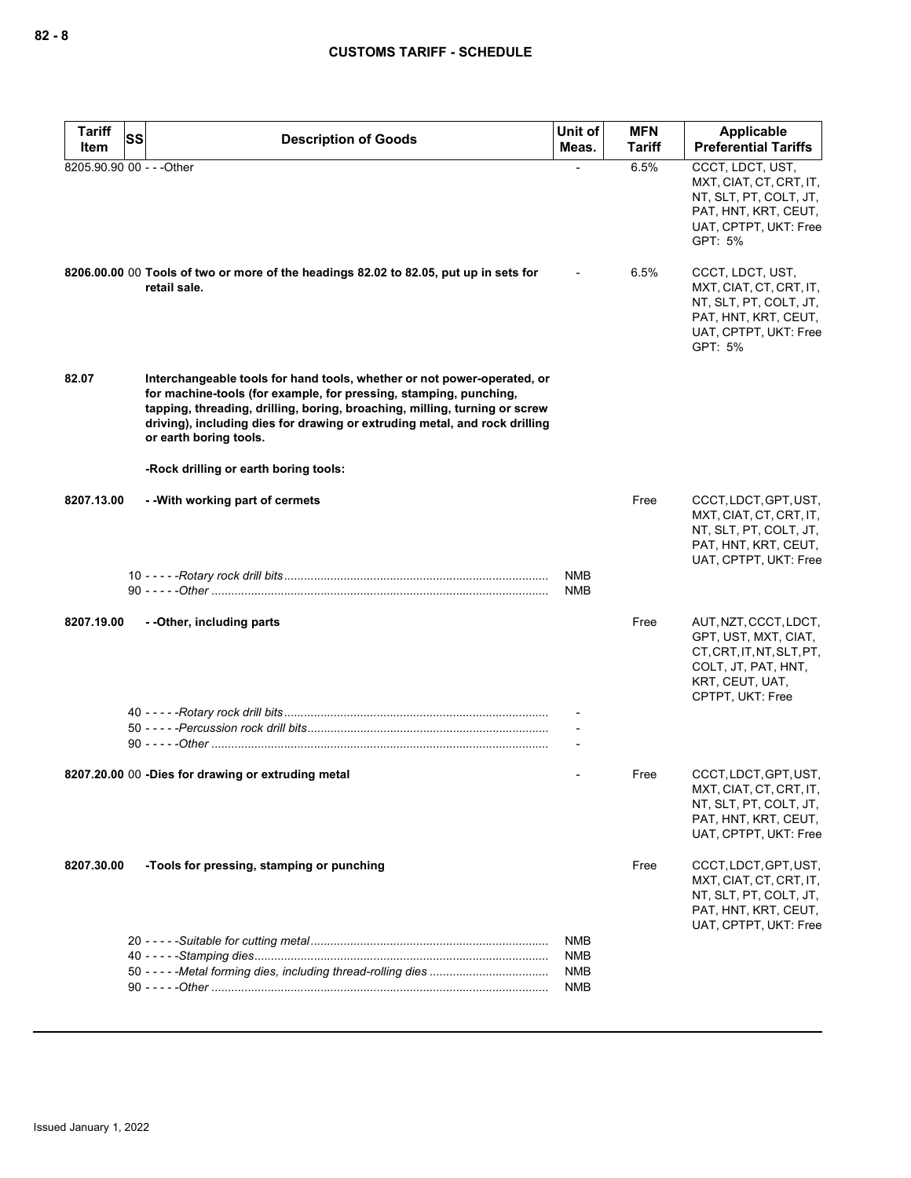| Tariff Item | SS | Description of Goods | Unit of Meas. | MFN Tariff | Applicable Preferential Tariffs |
|---|---|---|---|---|---|
| 8205.90.90 | 00 | - - -Other | - | 6.5% | CCCT, LDCT, UST, MXT, CIAT, CT, CRT, IT, NT, SLT, PT, COLT, JT, PAT, HNT, KRT, CEUT, UAT, CPTPT, UKT: Free<br>GPT: 5% |
| 8206.00.00 | 00 | **Tools of two or more of the headings 82.02 to 82.05, put up in sets for retail sale.** | - | 6.5% | CCCT, LDCT, UST, MXT, CIAT, CT, CRT, IT, NT, SLT, PT, COLT, JT, PAT, HNT, KRT, CEUT, UAT, CPTPT, UKT: Free<br>GPT: 5% |
| **82.07** | | **Interchangeable tools for hand tools, whether or not power-operated, or for machine-tools (for example, for pressing, stamping, punching, tapping, threading, drilling, boring, broaching, milling, turning or screw driving), including dies for drawing or extruding metal, and rock drilling or earth boring tools.** | | | |
| | | **-Rock drilling or earth boring tools:** | | | |
| **8207.13.00** | | **- -With working part of cermets** | | Free | CCCT, LDCT, GPT, UST, MXT, CIAT, CT, CRT, IT, NT, SLT, PT, COLT, JT, PAT, HNT, KRT, CEUT, UAT, CPTPT, UKT: Free |
| | 10 | - - - - -*Rotary rock drill bits* | NMB | | |
| | 90 | - - - - -*Other* | NMB | | |
| **8207.19.00** | | **- -Other, including parts** | | Free | AUT, NZT, CCCT, LDCT, GPT, UST, MXT, CIAT, CT, CRT, IT, NT, SLT, PT, COLT, JT, PAT, HNT, KRT, CEUT, UAT, CPTPT, UKT: Free |
| | 40 | - - - - -*Rotary rock drill bits* | - | | |
| | 50 | - - - - -*Percussion rock drill bits* | - | | |
| | 90 | - - - - -*Other* | - | | |
| 8207.20.00 | 00 | **-Dies for drawing or extruding metal** | - | Free | CCCT, LDCT, GPT, UST, MXT, CIAT, CT, CRT, IT, NT, SLT, PT, COLT, JT, PAT, HNT, KRT, CEUT, UAT, CPTPT, UKT: Free |
| **8207.30.00** | | **-Tools for pressing, stamping or punching** | | Free | CCCT, LDCT, GPT, UST, MXT, CIAT, CT, CRT, IT, NT, SLT, PT, COLT, JT, PAT, HNT, KRT, CEUT, UAT, CPTPT, UKT: Free |
| | 20 | - - - - -*Suitable for cutting metal* | NMB | | |
| | 40 | - - - - -*Stamping dies* | NMB | | |
| | 50 | - - - - -*Metal forming dies, including thread-rolling dies* | NMB | | |
| | 90 | - - - - -*Other* | NMB | | |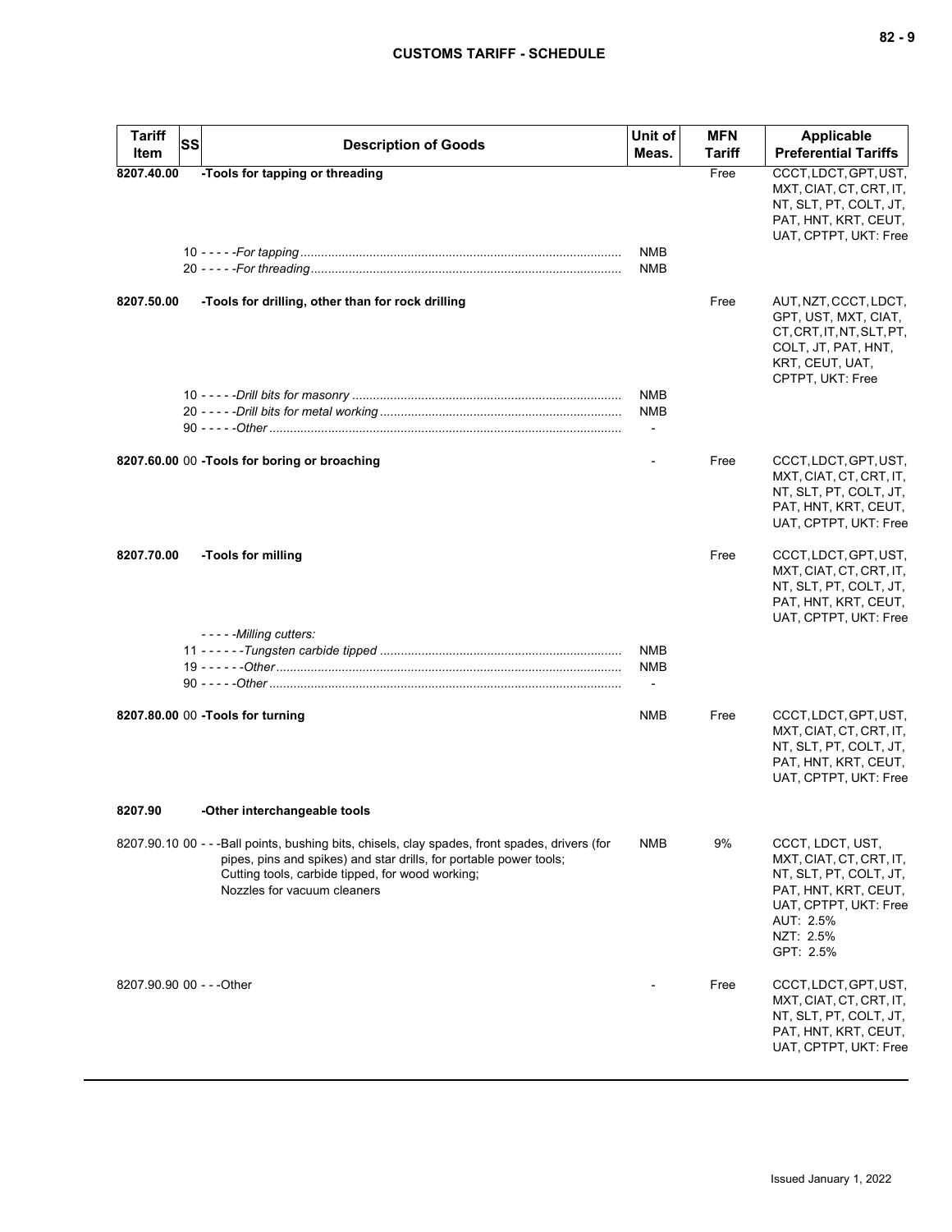| Tariff Item | SS | Description of Goods | Unit of Meas. | MFN Tariff | Applicable Preferential Tariffs |
|---|---|---|---|---|---|
| 8207.40.00 | | **-Tools for tapping or threading** | | Free | CCCT, LDCT, GPT, UST, MXT, CIAT, CT, CRT, IT, NT, SLT, PT, COLT, JT, PAT, HNT, KRT, CEUT, UAT, CPTPT, UKT: Free |
| | | 10 - - - - -*For tapping* | NMB | | |
| | | 20 - - - - -*For threading* | NMB | | |
| 8207.50.00 | | **-Tools for drilling, other than for rock drilling** | | Free | AUT, NZT, CCCT, LDCT, GPT, UST, MXT, CIAT, CT, CRT, IT, NT, SLT, PT, COLT, JT, PAT, HNT, KRT, CEUT, UAT, CPTPT, UKT: Free |
| | | 10 - - - - -*Drill bits for masonry* | NMB | | |
| | | 20 - - - - -*Drill bits for metal working* | NMB | | |
| | | 90 - - - - -*Other* | - | | |
| 8207.60.00 | 00 | **-Tools for boring or broaching** | - | Free | CCCT, LDCT, GPT, UST, MXT, CIAT, CT, CRT, IT, NT, SLT, PT, COLT, JT, PAT, HNT, KRT, CEUT, UAT, CPTPT, UKT: Free |
| 8207.70.00 | | **-Tools for milling** | | Free | CCCT, LDCT, GPT, UST, MXT, CIAT, CT, CRT, IT, NT, SLT, PT, COLT, JT, PAT, HNT, KRT, CEUT, UAT, CPTPT, UKT: Free |
| | | - - - - -*Milling cutters:* | | | |
| | | 11 - - - - - -*Tungsten carbide tipped* | NMB | | |
| | | 19 - - - - - -*Other* | NMB | | |
| | | 90 - - - - -*Other* | - | | |
| 8207.80.00 | 00 | **-Tools for turning** | NMB | Free | CCCT, LDCT, GPT, UST, MXT, CIAT, CT, CRT, IT, NT, SLT, PT, COLT, JT, PAT, HNT, KRT, CEUT, UAT, CPTPT, UKT: Free |
| 8207.90 | | **-Other interchangeable tools** | | | |
| 8207.90.10 | 00 | - - -Ball points, bushing bits, chisels, clay spades, front spades, drivers (for pipes, pins and spikes) and star drills, for portable power tools;<br>Cutting tools, carbide tipped, for wood working;<br>Nozzles for vacuum cleaners | NMB | 9% | CCCT, LDCT, UST, MXT, CIAT, CT, CRT, IT, NT, SLT, PT, COLT, JT, PAT, HNT, KRT, CEUT, UAT, CPTPT, UKT: Free<br>AUT: 2.5%<br>NZT: 2.5%<br>GPT: 2.5% |
| 8207.90.90 | 00 | - - -Other | - | Free | CCCT, LDCT, GPT, UST, MXT, CIAT, CT, CRT, IT, NT, SLT, PT, COLT, JT, PAT, HNT, KRT, CEUT, UAT, CPTPT, UKT: Free |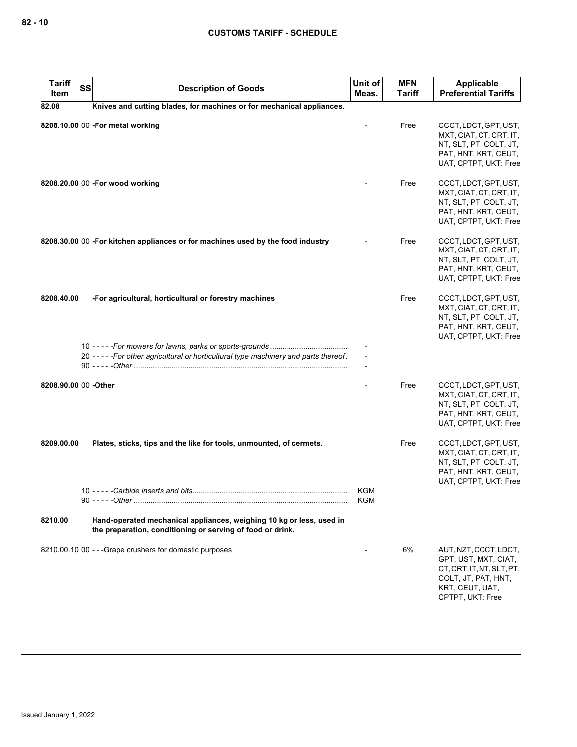| Tariff Item | SS | Description of Goods | Unit of Meas. | MFN Tariff | Applicable Preferential Tariffs |
|---|---|---|---|---|---|
| 82.08 | | **Knives and cutting blades, for machines or for mechanical appliances.** | | | |
| 8208.10.00 | 00 | **-For metal working** | - | Free | CCCT, LDCT, GPT, UST, MXT, CIAT, CT, CRT, IT, NT, SLT, PT, COLT, JT, PAT, HNT, KRT, CEUT, UAT, CPTPT, UKT: Free |
| 8208.20.00 | 00 | **-For wood working** | - | Free | CCCT, LDCT, GPT, UST, MXT, CIAT, CT, CRT, IT, NT, SLT, PT, COLT, JT, PAT, HNT, KRT, CEUT, UAT, CPTPT, UKT: Free |
| 8208.30.00 | 00 | **-For kitchen appliances or for machines used by the food industry** | - | Free | CCCT, LDCT, GPT, UST, MXT, CIAT, CT, CRT, IT, NT, SLT, PT, COLT, JT, PAT, HNT, KRT, CEUT, UAT, CPTPT, UKT: Free |
| 8208.40.00 | | **-For agricultural, horticultural or forestry machines** | | Free | CCCT, LDCT, GPT, UST, MXT, CIAT, CT, CRT, IT, NT, SLT, PT, COLT, JT, PAT, HNT, KRT, CEUT, UAT, CPTPT, UKT: Free |
| | 10 | - - - - -*For mowers for lawns, parks or sports-grounds* | - | | |
| | 20 | - - - - -*For other agricultural or horticultural type machinery and parts thereof* | - | | |
| | 90 | - - - - -*Other* | - | | |
| 8208.90.00 | 00 | **-Other** | - | Free | CCCT, LDCT, GPT, UST, MXT, CIAT, CT, CRT, IT, NT, SLT, PT, COLT, JT, PAT, HNT, KRT, CEUT, UAT, CPTPT, UKT: Free |
| 8209.00.00 | | **Plates, sticks, tips and the like for tools, unmounted, of cermets.** | | Free | CCCT, LDCT, GPT, UST, MXT, CIAT, CT, CRT, IT, NT, SLT, PT, COLT, JT, PAT, HNT, KRT, CEUT, UAT, CPTPT, UKT: Free |
| | 10 | - - - - -*Carbide inserts and bits* | KGM | | |
| | 90 | - - - - -*Other* | KGM | | |
| 8210.00 | | **Hand-operated mechanical appliances, weighing 10 kg or less, used in the preparation, conditioning or serving of food or drink.** | | | |
| 8210.00.10 | 00 | - - -Grape crushers for domestic purposes | - | 6% | AUT, NZT, CCCT, LDCT, GPT, UST, MXT, CIAT, CT, CRT, IT, NT, SLT, PT, COLT, JT, PAT, HNT, KRT, CEUT, UAT, CPTPT, UKT: Free |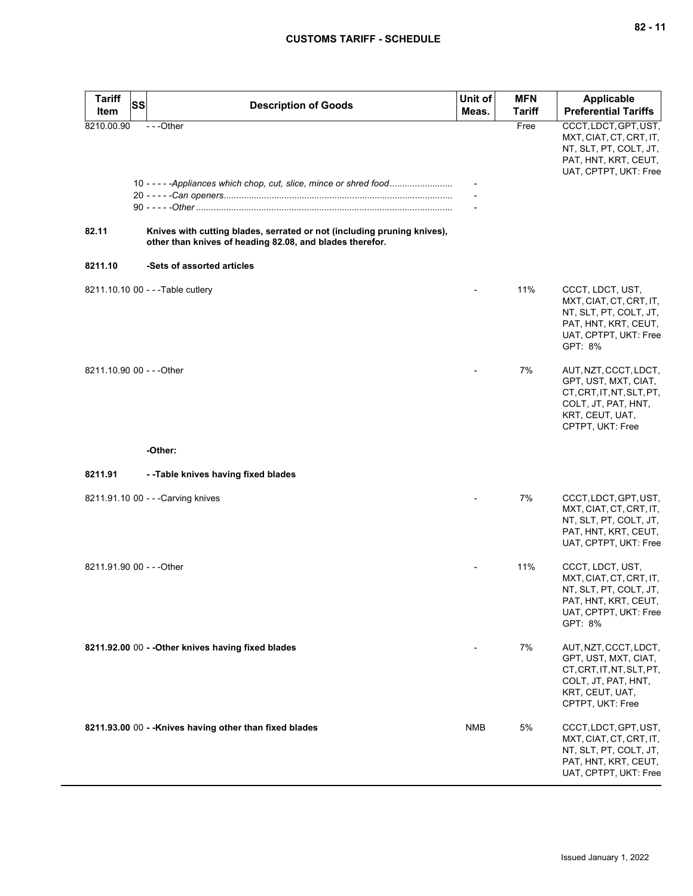| Tariff Item | SS | Description of Goods | Unit of Meas. | MFN Tariff | Applicable Preferential Tariffs |
|---|---|---|---|---|---|
| 8210.00.90 | | - - -Other | | Free | CCCT, LDCT, GPT, UST, MXT, CIAT, CT, CRT, IT, NT, SLT, PT, COLT, JT, PAT, HNT, KRT, CEUT, UAT, CPTPT, UKT: Free |
| | | 10 - - - - -*Appliances which chop, cut, slice, mince or shred food* | - | | |
| | | 20 - - - - -*Can openers* | - | | |
| | | 90 - - - - -*Other* | - | | |
| **82.11** | | **Knives with cutting blades, serrated or not (including pruning knives), other than knives of heading 82.08, and blades therefor.** | | | |
| **8211.10** | | **-Sets of assorted articles** | | | |
| 8211.10.10 | 00 | - - -Table cutlery | - | 11% | CCCT, LDCT, UST, MXT, CIAT, CT, CRT, IT, NT, SLT, PT, COLT, JT, PAT, HNT, KRT, CEUT, UAT, CPTPT, UKT: Free<br>GPT: 8% |
| 8211.10.90 | 00 | - - -Other | - | 7% | AUT, NZT, CCCT, LDCT, GPT, UST, MXT, CIAT, CT, CRT, IT, NT, SLT, PT, COLT, JT, PAT, HNT, KRT, CEUT, UAT, CPTPT, UKT: Free |
| | | **-Other:** | | | |
| **8211.91** | | **- -Table knives having fixed blades** | | | |
| 8211.91.10 | 00 | - - -Carving knives | - | 7% | CCCT, LDCT, GPT, UST, MXT, CIAT, CT, CRT, IT, NT, SLT, PT, COLT, JT, PAT, HNT, KRT, CEUT, UAT, CPTPT, UKT: Free |
| 8211.91.90 | 00 | - - -Other | - | 11% | CCCT, LDCT, UST, MXT, CIAT, CT, CRT, IT, NT, SLT, PT, COLT, JT, PAT, HNT, KRT, CEUT, UAT, CPTPT, UKT: Free<br>GPT: 8% |
| **8211.92.00** | 00 | **- -Other knives having fixed blades** | - | 7% | AUT, NZT, CCCT, LDCT, GPT, UST, MXT, CIAT, CT, CRT, IT, NT, SLT, PT, COLT, JT, PAT, HNT, KRT, CEUT, UAT, CPTPT, UKT: Free |
| **8211.93.00** | 00 | **- -Knives having other than fixed blades** | NMB | 5% | CCCT, LDCT, GPT, UST, MXT, CIAT, CT, CRT, IT, NT, SLT, PT, COLT, JT, PAT, HNT, KRT, CEUT, UAT, CPTPT, UKT: Free |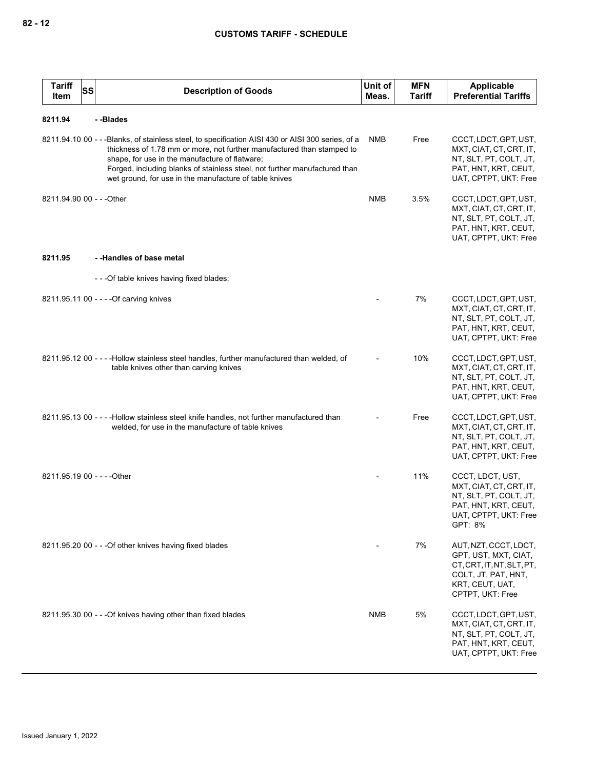| Tariff Item | SS | Description of Goods | Unit of Meas. | MFN Tariff | Applicable Preferential Tariffs |
|---|---|---|---|---|---|
| **8211.94** | | **- -Blades** | | | |
| 8211.94.10 | 00 | - - -Blanks, of stainless steel, to specification AISI 430 or AISI 300 series, of a thickness of 1.78 mm or more, not further manufactured than stamped to shape, for use in the manufacture of flatware;<br>Forged, including blanks of stainless steel, not further manufactured than wet ground, for use in the manufacture of table knives | NMB | Free | CCCT, LDCT, GPT, UST, MXT, CIAT, CT, CRT, IT, NT, SLT, PT, COLT, JT, PAT, HNT, KRT, CEUT, UAT, CPTPT, UKT: Free |
| 8211.94.90 | 00 | - - -Other | NMB | 3.5% | CCCT, LDCT, GPT, UST, MXT, CIAT, CT, CRT, IT, NT, SLT, PT, COLT, JT, PAT, HNT, KRT, CEUT, UAT, CPTPT, UKT: Free |
| **8211.95** | | **- -Handles of base metal** | | | |
| | | - - -Of table knives having fixed blades: | | | |
| 8211.95.11 | 00 | - - - -Of carving knives | - | 7% | CCCT, LDCT, GPT, UST, MXT, CIAT, CT, CRT, IT, NT, SLT, PT, COLT, JT, PAT, HNT, KRT, CEUT, UAT, CPTPT, UKT: Free |
| 8211.95.12 | 00 | - - - -Hollow stainless steel handles, further manufactured than welded, of table knives other than carving knives | - | 10% | CCCT, LDCT, GPT, UST, MXT, CIAT, CT, CRT, IT, NT, SLT, PT, COLT, JT, PAT, HNT, KRT, CEUT, UAT, CPTPT, UKT: Free |
| 8211.95.13 | 00 | - - - -Hollow stainless steel knife handles, not further manufactured than welded, for use in the manufacture of table knives | - | Free | CCCT, LDCT, GPT, UST, MXT, CIAT, CT, CRT, IT, NT, SLT, PT, COLT, JT, PAT, HNT, KRT, CEUT, UAT, CPTPT, UKT: Free |
| 8211.95.19 | 00 | - - - -Other | - | 11% | CCCT, LDCT, UST, MXT, CIAT, CT, CRT, IT, NT, SLT, PT, COLT, JT, PAT, HNT, KRT, CEUT, UAT, CPTPT, UKT: Free<br>GPT: 8% |
| 8211.95.20 | 00 | - - -Of other knives having fixed blades | - | 7% | AUT, NZT, CCCT, LDCT, GPT, UST, MXT, CIAT, CT, CRT, IT, NT, SLT, PT, COLT, JT, PAT, HNT, KRT, CEUT, UAT, CPTPT, UKT: Free |
| 8211.95.30 | 00 | - - -Of knives having other than fixed blades | NMB | 5% | CCCT, LDCT, GPT, UST, MXT, CIAT, CT, CRT, IT, NT, SLT, PT, COLT, JT, PAT, HNT, KRT, CEUT, UAT, CPTPT, UKT: Free |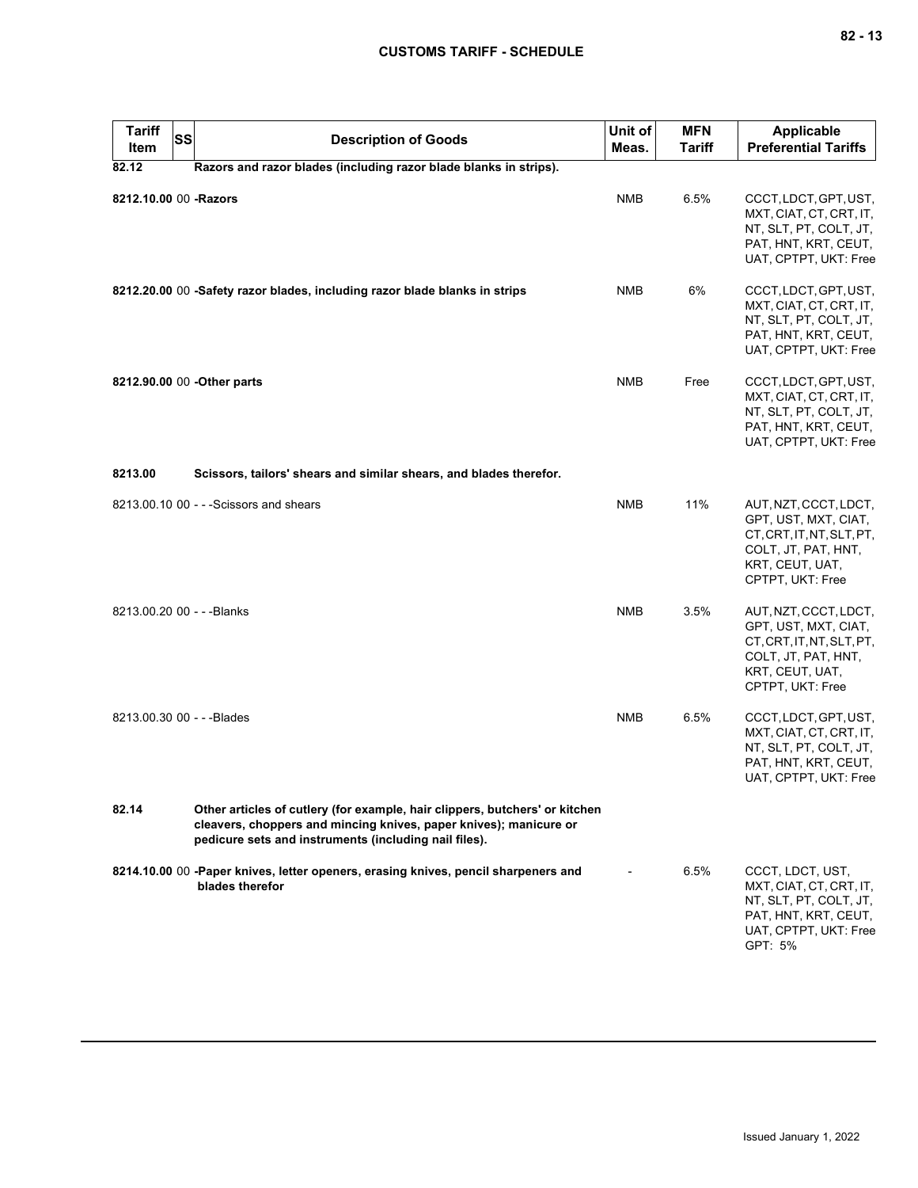| Tariff Item | SS | Description of Goods | Unit of Meas. | MFN Tariff | Applicable Preferential Tariffs |
|---|---|---|---|---|---|
| **82.12** | | **Razors and razor blades (including razor blade blanks in strips).** | | | |
| **8212.10.00** | 00 | **-Razors** | NMB | 6.5% | CCCT, LDCT, GPT, UST, MXT, CIAT, CT, CRT, IT, NT, SLT, PT, COLT, JT, PAT, HNT, KRT, CEUT, UAT, CPTPT, UKT: Free |
| **8212.20.00** | 00 | **-Safety razor blades, including razor blade blanks in strips** | NMB | 6% | CCCT, LDCT, GPT, UST, MXT, CIAT, CT, CRT, IT, NT, SLT, PT, COLT, JT, PAT, HNT, KRT, CEUT, UAT, CPTPT, UKT: Free |
| **8212.90.00** | 00 | **-Other parts** | NMB | Free | CCCT, LDCT, GPT, UST, MXT, CIAT, CT, CRT, IT, NT, SLT, PT, COLT, JT, PAT, HNT, KRT, CEUT, UAT, CPTPT, UKT: Free |
| **8213.00** | | **Scissors, tailors' shears and similar shears, and blades therefor.** | | | |
| 8213.00.10 | 00 | - - -Scissors and shears | NMB | 11% | AUT, NZT, CCCT, LDCT, GPT, UST, MXT, CIAT, CT, CRT, IT, NT, SLT, PT, COLT, JT, PAT, HNT, KRT, CEUT, UAT, CPTPT, UKT: Free |
| 8213.00.20 | 00 | - - -Blanks | NMB | 3.5% | AUT, NZT, CCCT, LDCT, GPT, UST, MXT, CIAT, CT, CRT, IT, NT, SLT, PT, COLT, JT, PAT, HNT, KRT, CEUT, UAT, CPTPT, UKT: Free |
| 8213.00.30 | 00 | - - -Blades | NMB | 6.5% | CCCT, LDCT, GPT, UST, MXT, CIAT, CT, CRT, IT, NT, SLT, PT, COLT, JT, PAT, HNT, KRT, CEUT, UAT, CPTPT, UKT: Free |
| **82.14** | | **Other articles of cutlery (for example, hair clippers, butchers' or kitchen cleavers, choppers and mincing knives, paper knives); manicure or pedicure sets and instruments (including nail files).** | | | |
| **8214.10.00** | 00 | **-Paper knives, letter openers, erasing knives, pencil sharpeners and blades therefor** | - | 6.5% | CCCT, LDCT, UST, MXT, CIAT, CT, CRT, IT, NT, SLT, PT, COLT, JT, PAT, HNT, KRT, CEUT, UAT, CPTPT, UKT: Free<br>GPT: 5% |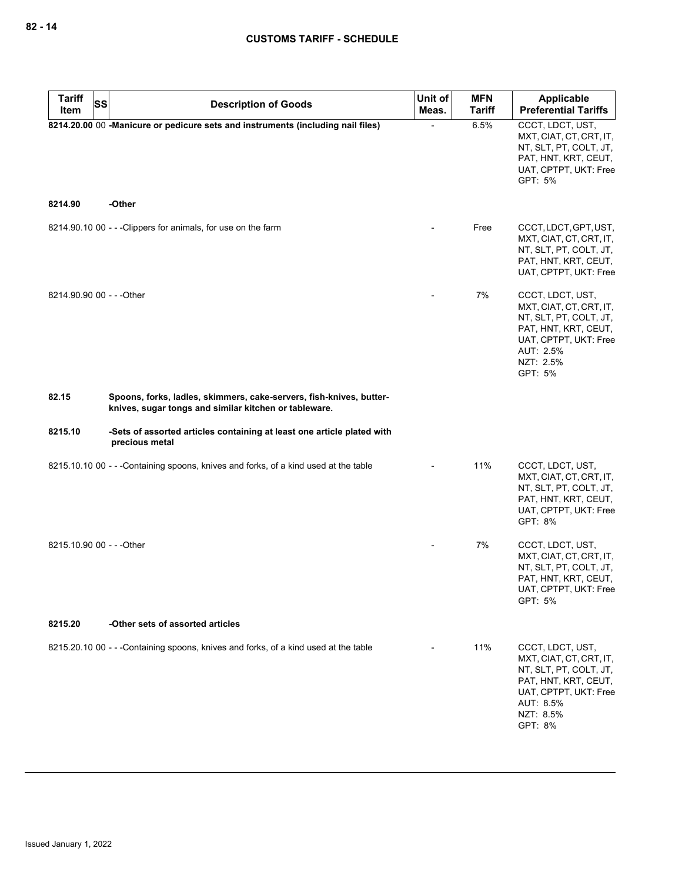| Tariff Item | SS | Description of Goods | Unit of Meas. | MFN Tariff | Applicable Preferential Tariffs |
|---|---|---|---|---|---|
| **8214.20.00** | 00 | **-Manicure or pedicure sets and instruments (including nail files)** | - | 6.5% | CCCT, LDCT, UST, MXT, CIAT, CT, CRT, IT, NT, SLT, PT, COLT, JT, PAT, HNT, KRT, CEUT, UAT, CPTPT, UKT: Free GPT: 5% |
| **8214.90** | | **-Other** | | | |
| 8214.90.10 | 00 | - - -Clippers for animals, for use on the farm | - | Free | CCCT, LDCT, GPT, UST, MXT, CIAT, CT, CRT, IT, NT, SLT, PT, COLT, JT, PAT, HNT, KRT, CEUT, UAT, CPTPT, UKT: Free |
| 8214.90.90 | 00 | - - -Other | - | 7% | CCCT, LDCT, UST, MXT, CIAT, CT, CRT, IT, NT, SLT, PT, COLT, JT, PAT, HNT, KRT, CEUT, UAT, CPTPT, UKT: Free AUT: 2.5% NZT: 2.5% GPT: 5% |
| **82.15** | | **Spoons, forks, ladles, skimmers, cake-servers, fish-knives, butter-knives, sugar tongs and similar kitchen or tableware.** | | | |
| **8215.10** | | **-Sets of assorted articles containing at least one article plated with precious metal** | | | |
| 8215.10.10 | 00 | - - -Containing spoons, knives and forks, of a kind used at the table | - | 11% | CCCT, LDCT, UST, MXT, CIAT, CT, CRT, IT, NT, SLT, PT, COLT, JT, PAT, HNT, KRT, CEUT, UAT, CPTPT, UKT: Free GPT: 8% |
| 8215.10.90 | 00 | - - -Other | - | 7% | CCCT, LDCT, UST, MXT, CIAT, CT, CRT, IT, NT, SLT, PT, COLT, JT, PAT, HNT, KRT, CEUT, UAT, CPTPT, UKT: Free GPT: 5% |
| **8215.20** | | **-Other sets of assorted articles** | | | |
| 8215.20.10 | 00 | - - -Containing spoons, knives and forks, of a kind used at the table | - | 11% | CCCT, LDCT, UST, MXT, CIAT, CT, CRT, IT, NT, SLT, PT, COLT, JT, PAT, HNT, KRT, CEUT, UAT, CPTPT, UKT: Free AUT: 8.5% NZT: 8.5% GPT: 8% |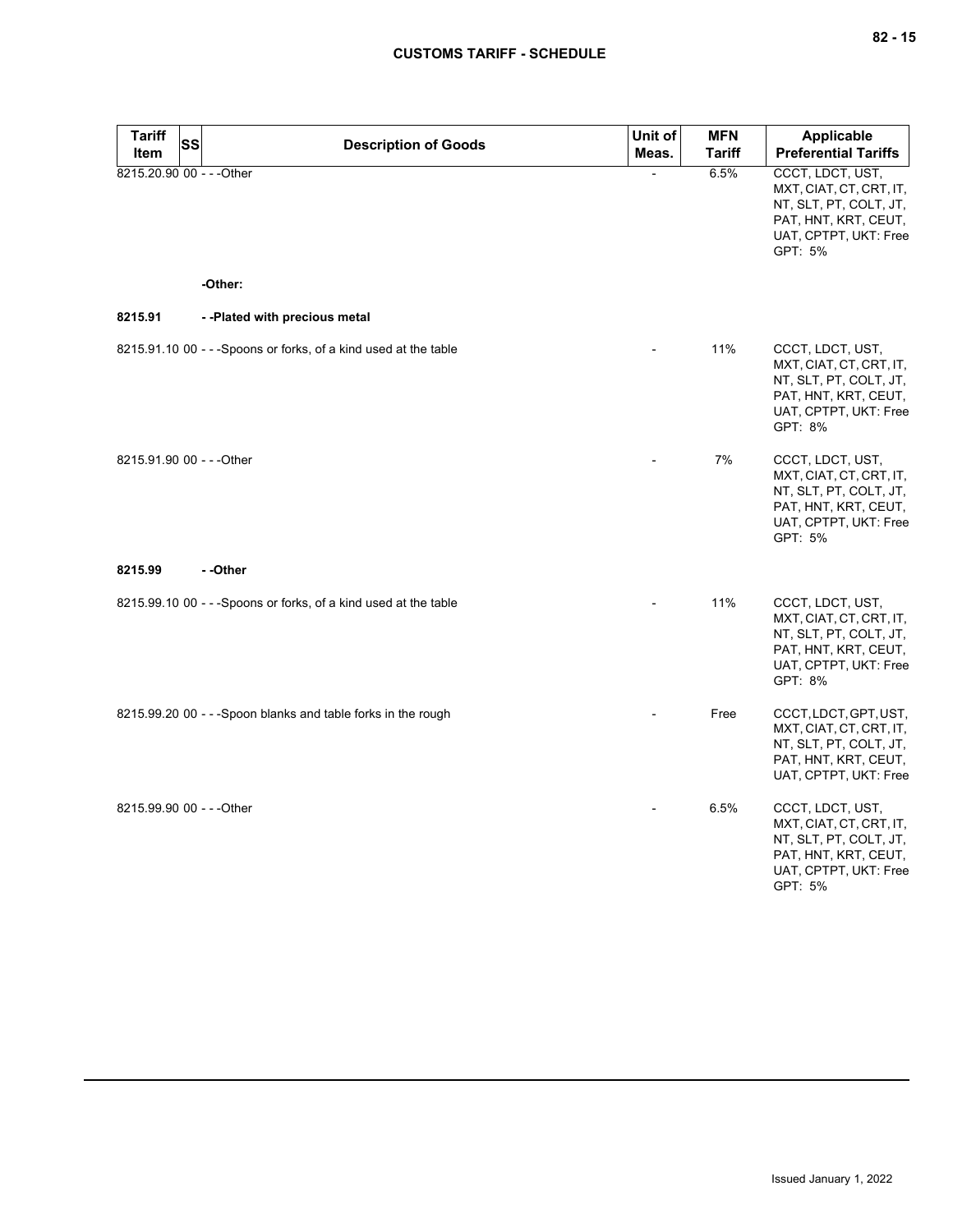| Tariff Item | SS | Description of Goods | Unit of Meas. | MFN Tariff | Applicable Preferential Tariffs |
|---|---|---|---|---|---|
| 8215.20.90 | 00 | - - -Other | - | 6.5% | CCCT, LDCT, UST, MXT, CIAT, CT, CRT, IT, NT, SLT, PT, COLT, JT, PAT, HNT, KRT, CEUT, UAT, CPTPT, UKT: Free GPT: 5% |
| | | **-Other:** | | | |
| **8215.91** | | **- -Plated with precious metal** | | | |
| 8215.91.10 | 00 | - - -Spoons or forks, of a kind used at the table | - | 11% | CCCT, LDCT, UST, MXT, CIAT, CT, CRT, IT, NT, SLT, PT, COLT, JT, PAT, HNT, KRT, CEUT, UAT, CPTPT, UKT: Free GPT: 8% |
| 8215.91.90 | 00 | - - -Other | - | 7% | CCCT, LDCT, UST, MXT, CIAT, CT, CRT, IT, NT, SLT, PT, COLT, JT, PAT, HNT, KRT, CEUT, UAT, CPTPT, UKT: Free GPT: 5% |
| **8215.99** | | **- -Other** | | | |
| 8215.99.10 | 00 | - - -Spoons or forks, of a kind used at the table | - | 11% | CCCT, LDCT, UST, MXT, CIAT, CT, CRT, IT, NT, SLT, PT, COLT, JT, PAT, HNT, KRT, CEUT, UAT, CPTPT, UKT: Free GPT: 8% |
| 8215.99.20 | 00 | - - -Spoon blanks and table forks in the rough | - | Free | CCCT, LDCT, GPT, UST, MXT, CIAT, CT, CRT, IT, NT, SLT, PT, COLT, JT, PAT, HNT, KRT, CEUT, UAT, CPTPT, UKT: Free |
| 8215.99.90 | 00 | - - -Other | - | 6.5% | CCCT, LDCT, UST, MXT, CIAT, CT, CRT, IT, NT, SLT, PT, COLT, JT, PAT, HNT, KRT, CEUT, UAT, CPTPT, UKT: Free GPT: 5% |